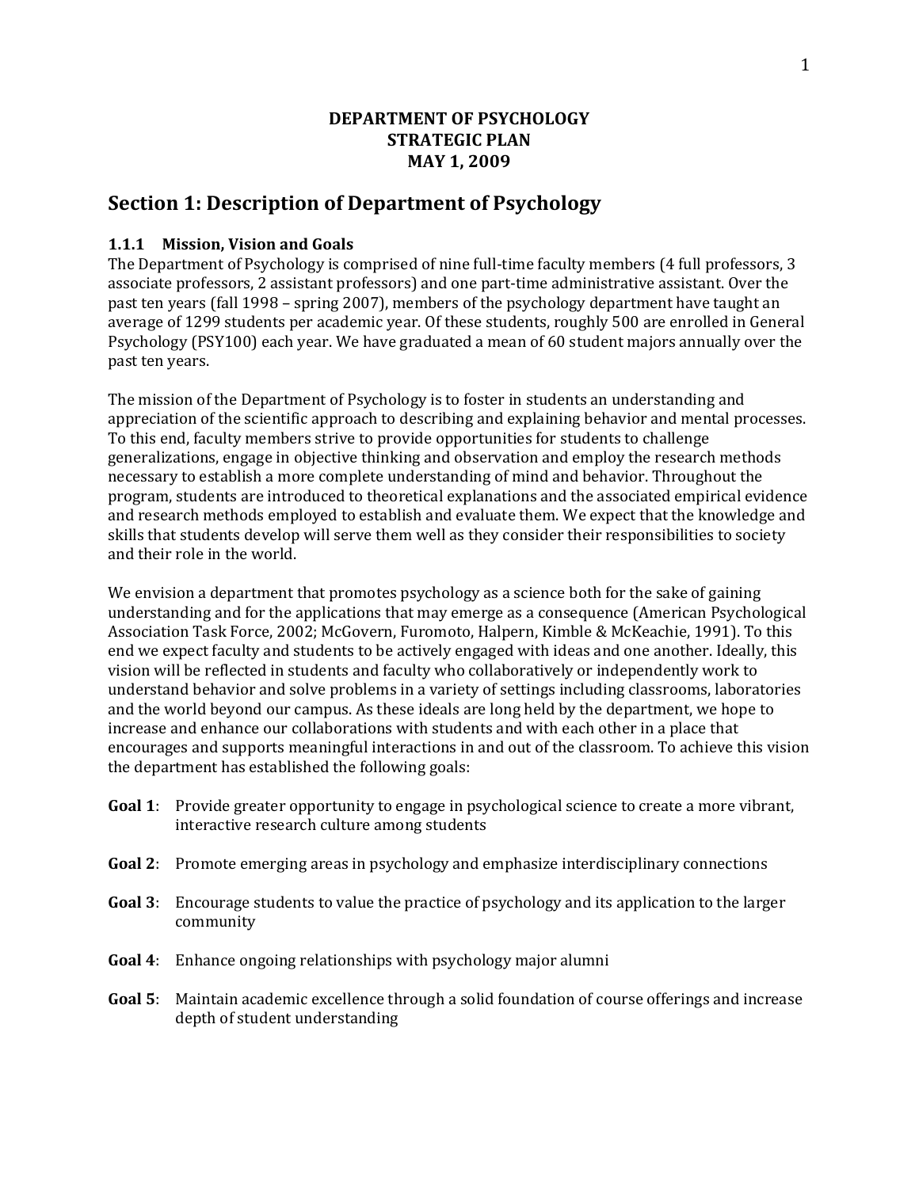**DEPARTMENT OF PSYCHOLOGY**
**STRATEGIC PLAN**
**MAY 1, 2009**

# Section 1: Description of Department of Psychology

### 1.1.1 Mission, Vision and Goals

The Department of Psychology is comprised of nine full-time faculty members (4 full professors, 3 associate professors, 2 assistant professors) and one part-time administrative assistant. Over the past ten years (fall 1998 – spring 2007), members of the psychology department have taught an average of 1299 students per academic year. Of these students, roughly 500 are enrolled in General Psychology (PSY100) each year. We have graduated a mean of 60 student majors annually over the past ten years.

The mission of the Department of Psychology is to foster in students an understanding and appreciation of the scientific approach to describing and explaining behavior and mental processes. To this end, faculty members strive to provide opportunities for students to challenge generalizations, engage in objective thinking and observation and employ the research methods necessary to establish a more complete understanding of mind and behavior. Throughout the program, students are introduced to theoretical explanations and the associated empirical evidence and research methods employed to establish and evaluate them. We expect that the knowledge and skills that students develop will serve them well as they consider their responsibilities to society and their role in the world.

We envision a department that promotes psychology as a science both for the sake of gaining understanding and for the applications that may emerge as a consequence (American Psychological Association Task Force, 2002; McGovern, Furomoto, Halpern, Kimble & McKeachie, 1991). To this end we expect faculty and students to be actively engaged with ideas and one another. Ideally, this vision will be reflected in students and faculty who collaboratively or independently work to understand behavior and solve problems in a variety of settings including classrooms, laboratories and the world beyond our campus. As these ideals are long held by the department, we hope to increase and enhance our collaborations with students and with each other in a place that encourages and supports meaningful interactions in and out of the classroom. To achieve this vision the department has established the following goals:

**Goal 1**: Provide greater opportunity to engage in psychological science to create a more vibrant, interactive research culture among students

**Goal 2**: Promote emerging areas in psychology and emphasize interdisciplinary connections

**Goal 3**: Encourage students to value the practice of psychology and its application to the larger community

**Goal 4**: Enhance ongoing relationships with psychology major alumni

**Goal 5**: Maintain academic excellence through a solid foundation of course offerings and increase depth of student understanding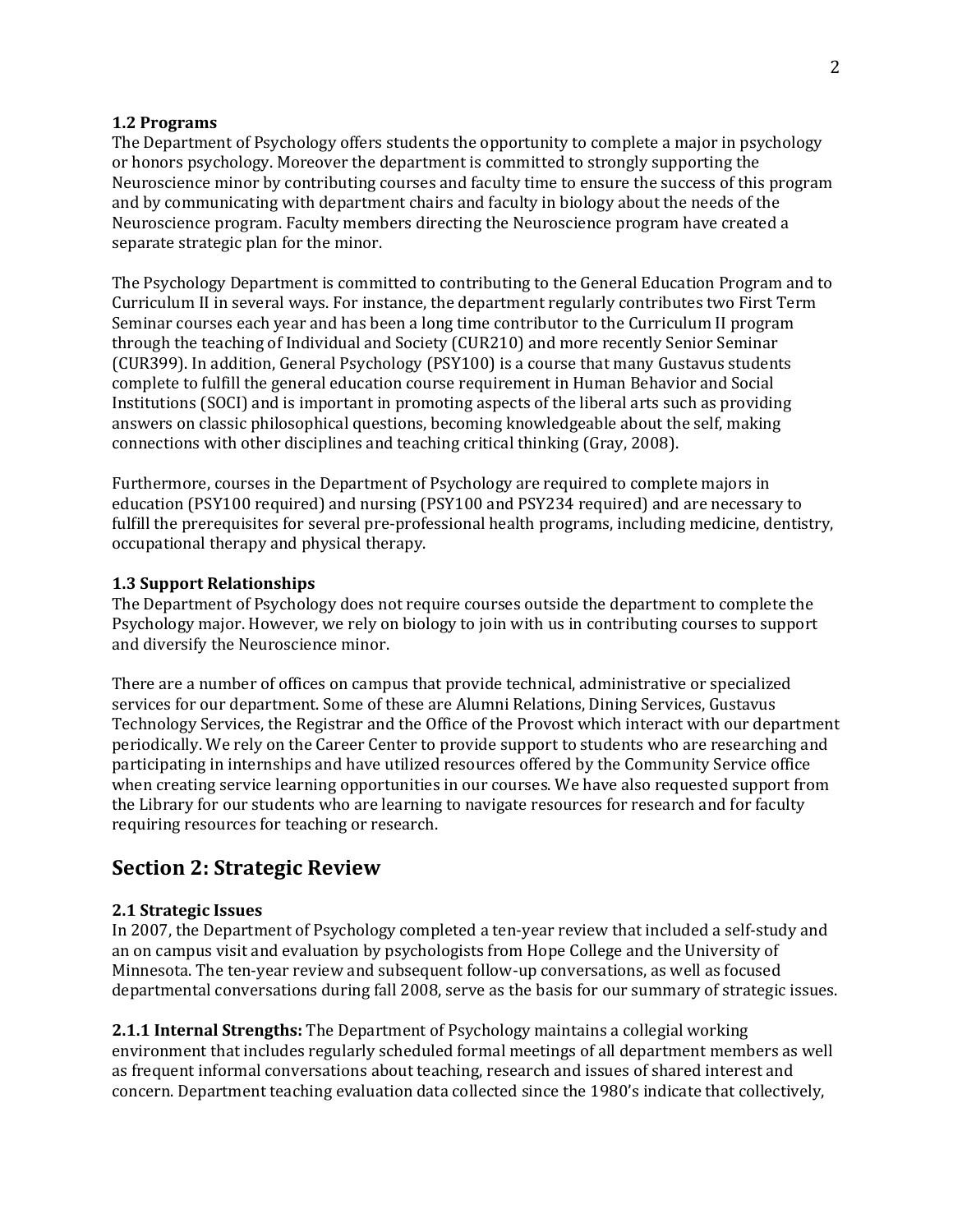### 1.2 Programs

The Department of Psychology offers students the opportunity to complete a major in psychology or honors psychology. Moreover the department is committed to strongly supporting the Neuroscience minor by contributing courses and faculty time to ensure the success of this program and by communicating with department chairs and faculty in biology about the needs of the Neuroscience program. Faculty members directing the Neuroscience program have created a separate strategic plan for the minor.

The Psychology Department is committed to contributing to the General Education Program and to Curriculum II in several ways. For instance, the department regularly contributes two First Term Seminar courses each year and has been a long time contributor to the Curriculum II program through the teaching of Individual and Society (CUR210) and more recently Senior Seminar (CUR399). In addition, General Psychology (PSY100) is a course that many Gustavus students complete to fulfill the general education course requirement in Human Behavior and Social Institutions (SOCI) and is important in promoting aspects of the liberal arts such as providing answers on classic philosophical questions, becoming knowledgeable about the self, making connections with other disciplines and teaching critical thinking (Gray, 2008).

Furthermore, courses in the Department of Psychology are required to complete majors in education (PSY100 required) and nursing (PSY100 and PSY234 required) and are necessary to fulfill the prerequisites for several pre-professional health programs, including medicine, dentistry, occupational therapy and physical therapy.

### 1.3 Support Relationships

The Department of Psychology does not require courses outside the department to complete the Psychology major. However, we rely on biology to join with us in contributing courses to support and diversify the Neuroscience minor.

There are a number of offices on campus that provide technical, administrative or specialized services for our department. Some of these are Alumni Relations, Dining Services, Gustavus Technology Services, the Registrar and the Office of the Provost which interact with our department periodically. We rely on the Career Center to provide support to students who are researching and participating in internships and have utilized resources offered by the Community Service office when creating service learning opportunities in our courses. We have also requested support from the Library for our students who are learning to navigate resources for research and for faculty requiring resources for teaching or research.

## Section 2: Strategic Review

### 2.1 Strategic Issues

In 2007, the Department of Psychology completed a ten-year review that included a self-study and an on campus visit and evaluation by psychologists from Hope College and the University of Minnesota. The ten-year review and subsequent follow-up conversations, as well as focused departmental conversations during fall 2008, serve as the basis for our summary of strategic issues.

**2.1.1 Internal Strengths:** The Department of Psychology maintains a collegial working environment that includes regularly scheduled formal meetings of all department members as well as frequent informal conversations about teaching, research and issues of shared interest and concern. Department teaching evaluation data collected since the 1980's indicate that collectively,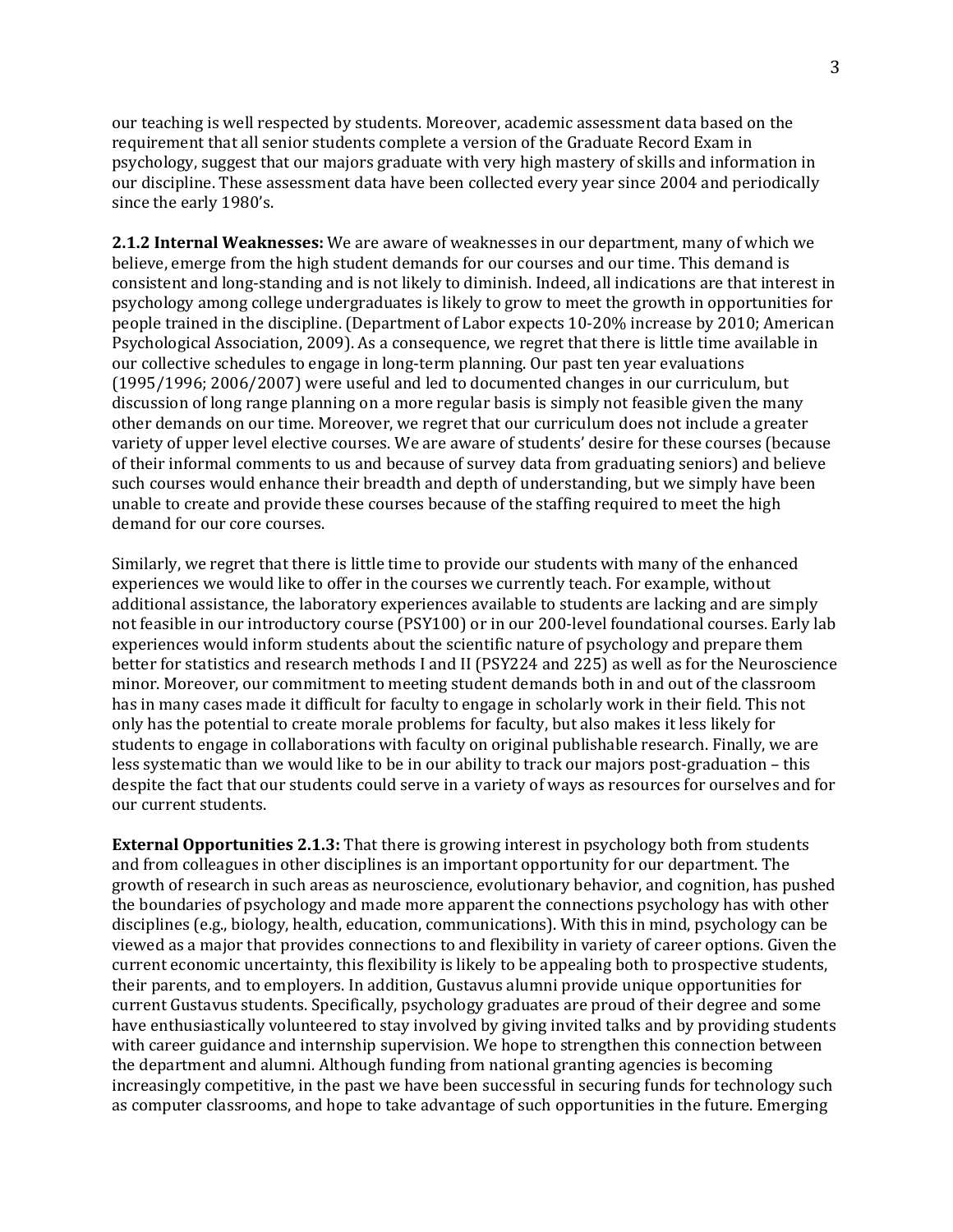our teaching is well respected by students. Moreover, academic assessment data based on the requirement that all senior students complete a version of the Graduate Record Exam in psychology, suggest that our majors graduate with very high mastery of skills and information in our discipline. These assessment data have been collected every year since 2004 and periodically since the early 1980's.

**2.1.2 Internal Weaknesses:** We are aware of weaknesses in our department, many of which we believe, emerge from the high student demands for our courses and our time. This demand is consistent and long-standing and is not likely to diminish. Indeed, all indications are that interest in psychology among college undergraduates is likely to grow to meet the growth in opportunities for people trained in the discipline. (Department of Labor expects 10-20% increase by 2010; American Psychological Association, 2009). As a consequence, we regret that there is little time available in our collective schedules to engage in long-term planning. Our past ten year evaluations (1995/1996; 2006/2007) were useful and led to documented changes in our curriculum, but discussion of long range planning on a more regular basis is simply not feasible given the many other demands on our time. Moreover, we regret that our curriculum does not include a greater variety of upper level elective courses. We are aware of students' desire for these courses (because of their informal comments to us and because of survey data from graduating seniors) and believe such courses would enhance their breadth and depth of understanding, but we simply have been unable to create and provide these courses because of the staffing required to meet the high demand for our core courses.

Similarly, we regret that there is little time to provide our students with many of the enhanced experiences we would like to offer in the courses we currently teach. For example, without additional assistance, the laboratory experiences available to students are lacking and are simply not feasible in our introductory course (PSY100) or in our 200-level foundational courses. Early lab experiences would inform students about the scientific nature of psychology and prepare them better for statistics and research methods I and II (PSY224 and 225) as well as for the Neuroscience minor. Moreover, our commitment to meeting student demands both in and out of the classroom has in many cases made it difficult for faculty to engage in scholarly work in their field. This not only has the potential to create morale problems for faculty, but also makes it less likely for students to engage in collaborations with faculty on original publishable research. Finally, we are less systematic than we would like to be in our ability to track our majors post-graduation – this despite the fact that our students could serve in a variety of ways as resources for ourselves and for our current students.

**External Opportunities 2.1.3:** That there is growing interest in psychology both from students and from colleagues in other disciplines is an important opportunity for our department. The growth of research in such areas as neuroscience, evolutionary behavior, and cognition, has pushed the boundaries of psychology and made more apparent the connections psychology has with other disciplines (e.g., biology, health, education, communications). With this in mind, psychology can be viewed as a major that provides connections to and flexibility in variety of career options. Given the current economic uncertainty, this flexibility is likely to be appealing both to prospective students, their parents, and to employers. In addition, Gustavus alumni provide unique opportunities for current Gustavus students. Specifically, psychology graduates are proud of their degree and some have enthusiastically volunteered to stay involved by giving invited talks and by providing students with career guidance and internship supervision. We hope to strengthen this connection between the department and alumni. Although funding from national granting agencies is becoming increasingly competitive, in the past we have been successful in securing funds for technology such as computer classrooms, and hope to take advantage of such opportunities in the future. Emerging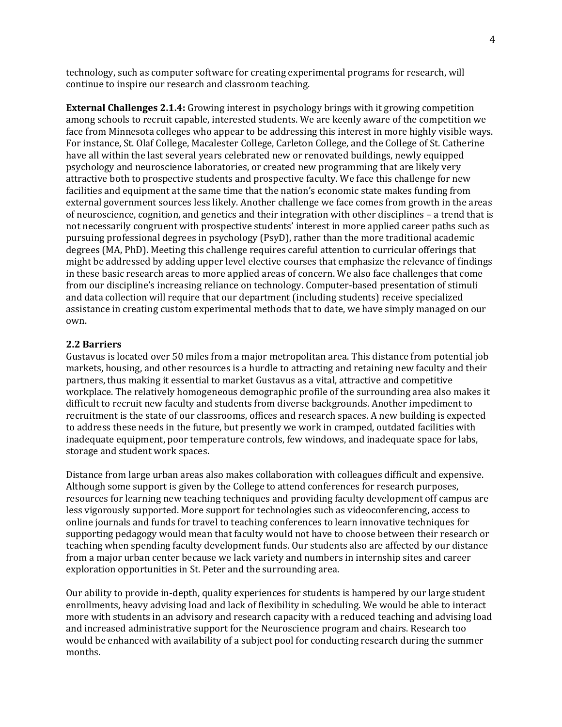technology, such as computer software for creating experimental programs for research, will continue to inspire our research and classroom teaching.

**External Challenges 2.1.4:** Growing interest in psychology brings with it growing competition among schools to recruit capable, interested students. We are keenly aware of the competition we face from Minnesota colleges who appear to be addressing this interest in more highly visible ways. For instance, St. Olaf College, Macalester College, Carleton College, and the College of St. Catherine have all within the last several years celebrated new or renovated buildings, newly equipped psychology and neuroscience laboratories, or created new programming that are likely very attractive both to prospective students and prospective faculty. We face this challenge for new facilities and equipment at the same time that the nation's economic state makes funding from external government sources less likely. Another challenge we face comes from growth in the areas of neuroscience, cognition, and genetics and their integration with other disciplines – a trend that is not necessarily congruent with prospective students' interest in more applied career paths such as pursuing professional degrees in psychology (PsyD), rather than the more traditional academic degrees (MA, PhD). Meeting this challenge requires careful attention to curricular offerings that might be addressed by adding upper level elective courses that emphasize the relevance of findings in these basic research areas to more applied areas of concern. We also face challenges that come from our discipline's increasing reliance on technology. Computer-based presentation of stimuli and data collection will require that our department (including students) receive specialized assistance in creating custom experimental methods that to date, we have simply managed on our own.

## 2.2 Barriers

Gustavus is located over 50 miles from a major metropolitan area. This distance from potential job markets, housing, and other resources is a hurdle to attracting and retaining new faculty and their partners, thus making it essential to market Gustavus as a vital, attractive and competitive workplace. The relatively homogeneous demographic profile of the surrounding area also makes it difficult to recruit new faculty and students from diverse backgrounds. Another impediment to recruitment is the state of our classrooms, offices and research spaces. A new building is expected to address these needs in the future, but presently we work in cramped, outdated facilities with inadequate equipment, poor temperature controls, few windows, and inadequate space for labs, storage and student work spaces.

Distance from large urban areas also makes collaboration with colleagues difficult and expensive. Although some support is given by the College to attend conferences for research purposes, resources for learning new teaching techniques and providing faculty development off campus are less vigorously supported. More support for technologies such as videoconferencing, access to online journals and funds for travel to teaching conferences to learn innovative techniques for supporting pedagogy would mean that faculty would not have to choose between their research or teaching when spending faculty development funds. Our students also are affected by our distance from a major urban center because we lack variety and numbers in internship sites and career exploration opportunities in St. Peter and the surrounding area.

Our ability to provide in-depth, quality experiences for students is hampered by our large student enrollments, heavy advising load and lack of flexibility in scheduling. We would be able to interact more with students in an advisory and research capacity with a reduced teaching and advising load and increased administrative support for the Neuroscience program and chairs. Research too would be enhanced with availability of a subject pool for conducting research during the summer months.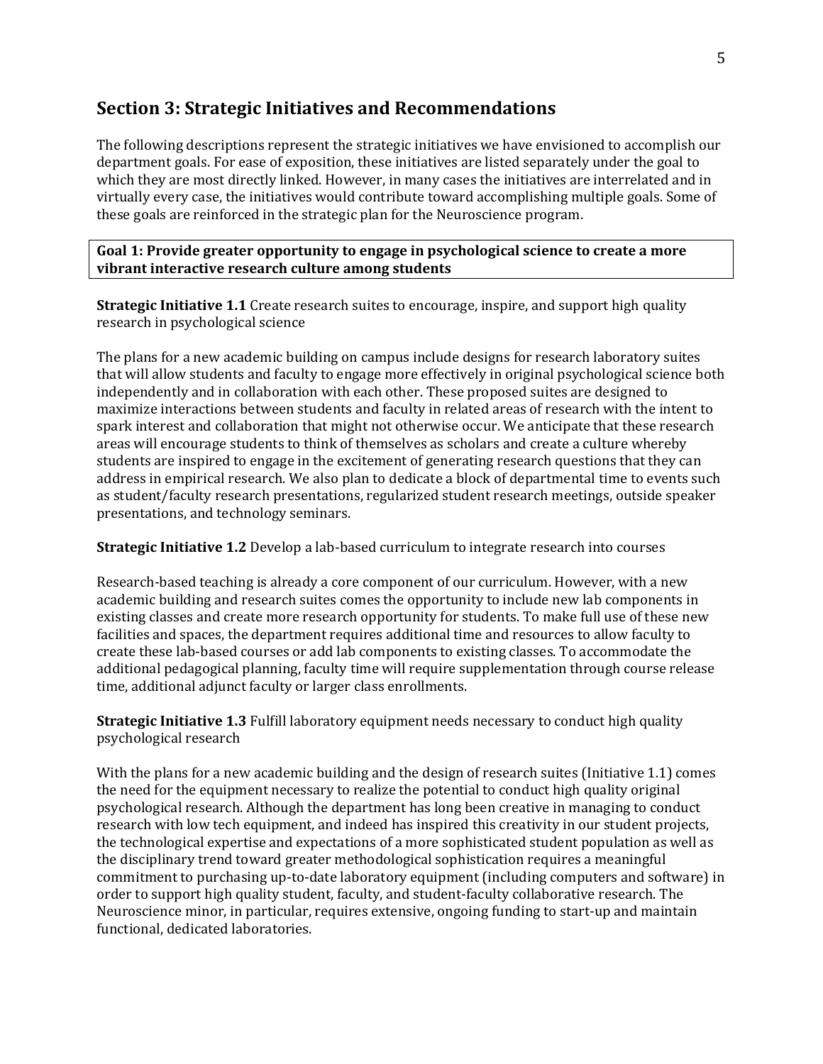## Section 3: Strategic Initiatives and Recommendations

The following descriptions represent the strategic initiatives we have envisioned to accomplish our department goals. For ease of exposition, these initiatives are listed separately under the goal to which they are most directly linked. However, in many cases the initiatives are interrelated and in virtually every case, the initiatives would contribute toward accomplishing multiple goals. Some of these goals are reinforced in the strategic plan for the Neuroscience program.

**Goal 1: Provide greater opportunity to engage in psychological science to create a more vibrant interactive research culture among students**

**Strategic Initiative 1.1** Create research suites to encourage, inspire, and support high quality research in psychological science

The plans for a new academic building on campus include designs for research laboratory suites that will allow students and faculty to engage more effectively in original psychological science both independently and in collaboration with each other. These proposed suites are designed to maximize interactions between students and faculty in related areas of research with the intent to spark interest and collaboration that might not otherwise occur. We anticipate that these research areas will encourage students to think of themselves as scholars and create a culture whereby students are inspired to engage in the excitement of generating research questions that they can address in empirical research. We also plan to dedicate a block of departmental time to events such as student/faculty research presentations, regularized student research meetings, outside speaker presentations, and technology seminars.

**Strategic Initiative 1.2** Develop a lab-based curriculum to integrate research into courses

Research-based teaching is already a core component of our curriculum. However, with a new academic building and research suites comes the opportunity to include new lab components in existing classes and create more research opportunity for students. To make full use of these new facilities and spaces, the department requires additional time and resources to allow faculty to create these lab-based courses or add lab components to existing classes. To accommodate the additional pedagogical planning, faculty time will require supplementation through course release time, additional adjunct faculty or larger class enrollments.

**Strategic Initiative 1.3** Fulfill laboratory equipment needs necessary to conduct high quality psychological research

With the plans for a new academic building and the design of research suites (Initiative 1.1) comes the need for the equipment necessary to realize the potential to conduct high quality original psychological research. Although the department has long been creative in managing to conduct research with low tech equipment, and indeed has inspired this creativity in our student projects, the technological expertise and expectations of a more sophisticated student population as well as the disciplinary trend toward greater methodological sophistication requires a meaningful commitment to purchasing up-to-date laboratory equipment (including computers and software) in order to support high quality student, faculty, and student-faculty collaborative research. The Neuroscience minor, in particular, requires extensive, ongoing funding to start-up and maintain functional, dedicated laboratories.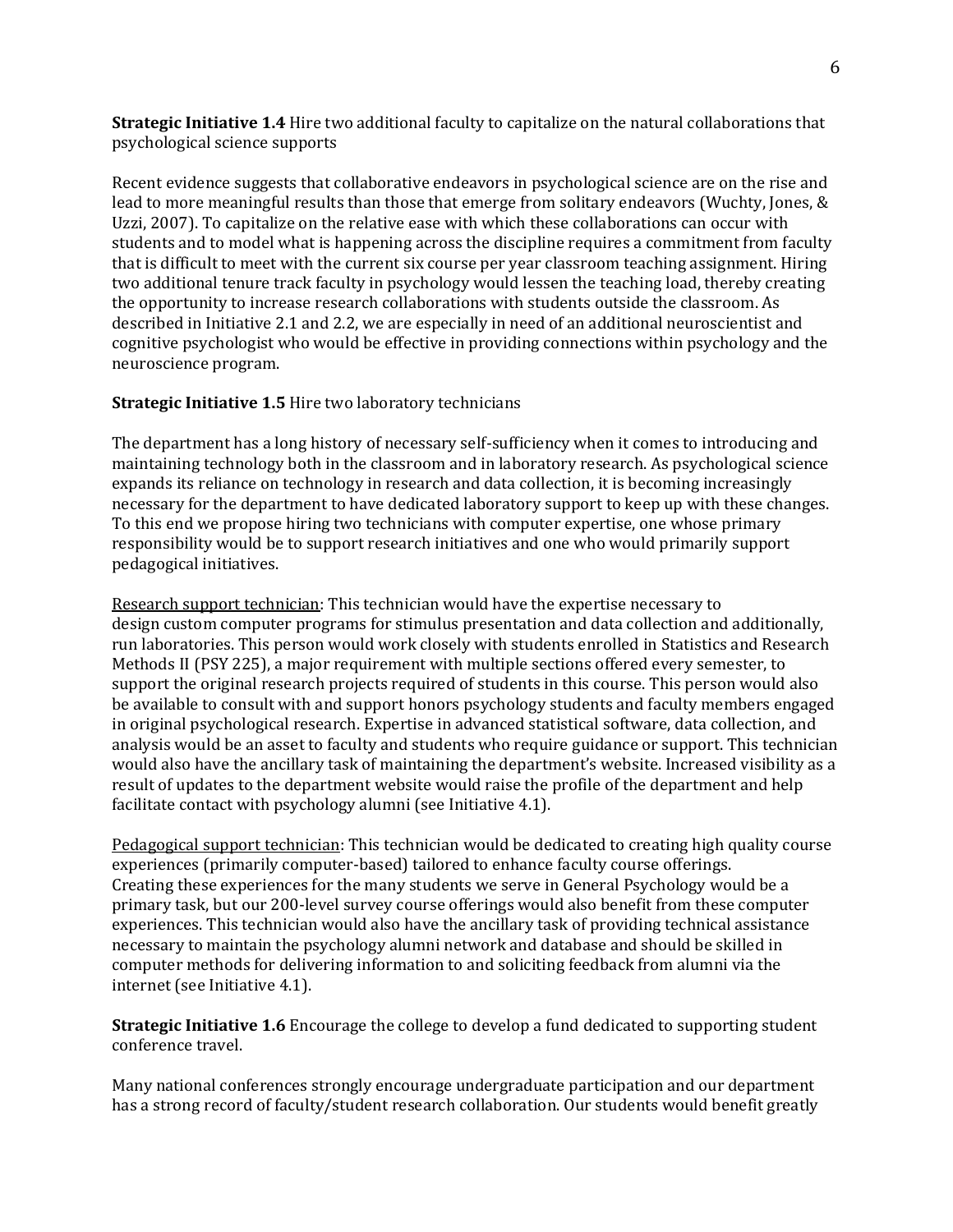**Strategic Initiative 1.4** Hire two additional faculty to capitalize on the natural collaborations that psychological science supports

Recent evidence suggests that collaborative endeavors in psychological science are on the rise and lead to more meaningful results than those that emerge from solitary endeavors (Wuchty, Jones, & Uzzi, 2007). To capitalize on the relative ease with which these collaborations can occur with students and to model what is happening across the discipline requires a commitment from faculty that is difficult to meet with the current six course per year classroom teaching assignment. Hiring two additional tenure track faculty in psychology would lessen the teaching load, thereby creating the opportunity to increase research collaborations with students outside the classroom. As described in Initiative 2.1 and 2.2, we are especially in need of an additional neuroscientist and cognitive psychologist who would be effective in providing connections within psychology and the neuroscience program.

**Strategic Initiative 1.5** Hire two laboratory technicians

The department has a long history of necessary self-sufficiency when it comes to introducing and maintaining technology both in the classroom and in laboratory research. As psychological science expands its reliance on technology in research and data collection, it is becoming increasingly necessary for the department to have dedicated laboratory support to keep up with these changes. To this end we propose hiring two technicians with computer expertise, one whose primary responsibility would be to support research initiatives and one who would primarily support pedagogical initiatives.

<u>Research support technician</u>: This technician would have the expertise necessary to design custom computer programs for stimulus presentation and data collection and additionally, run laboratories. This person would work closely with students enrolled in Statistics and Research Methods II (PSY 225), a major requirement with multiple sections offered every semester, to support the original research projects required of students in this course. This person would also be available to consult with and support honors psychology students and faculty members engaged in original psychological research. Expertise in advanced statistical software, data collection, and analysis would be an asset to faculty and students who require guidance or support. This technician would also have the ancillary task of maintaining the department's website. Increased visibility as a result of updates to the department website would raise the profile of the department and help facilitate contact with psychology alumni (see Initiative 4.1).

<u>Pedagogical support technician</u>: This technician would be dedicated to creating high quality course experiences (primarily computer-based) tailored to enhance faculty course offerings. Creating these experiences for the many students we serve in General Psychology would be a primary task, but our 200-level survey course offerings would also benefit from these computer experiences. This technician would also have the ancillary task of providing technical assistance necessary to maintain the psychology alumni network and database and should be skilled in computer methods for delivering information to and soliciting feedback from alumni via the internet (see Initiative 4.1).

**Strategic Initiative 1.6** Encourage the college to develop a fund dedicated to supporting student conference travel.

Many national conferences strongly encourage undergraduate participation and our department has a strong record of faculty/student research collaboration. Our students would benefit greatly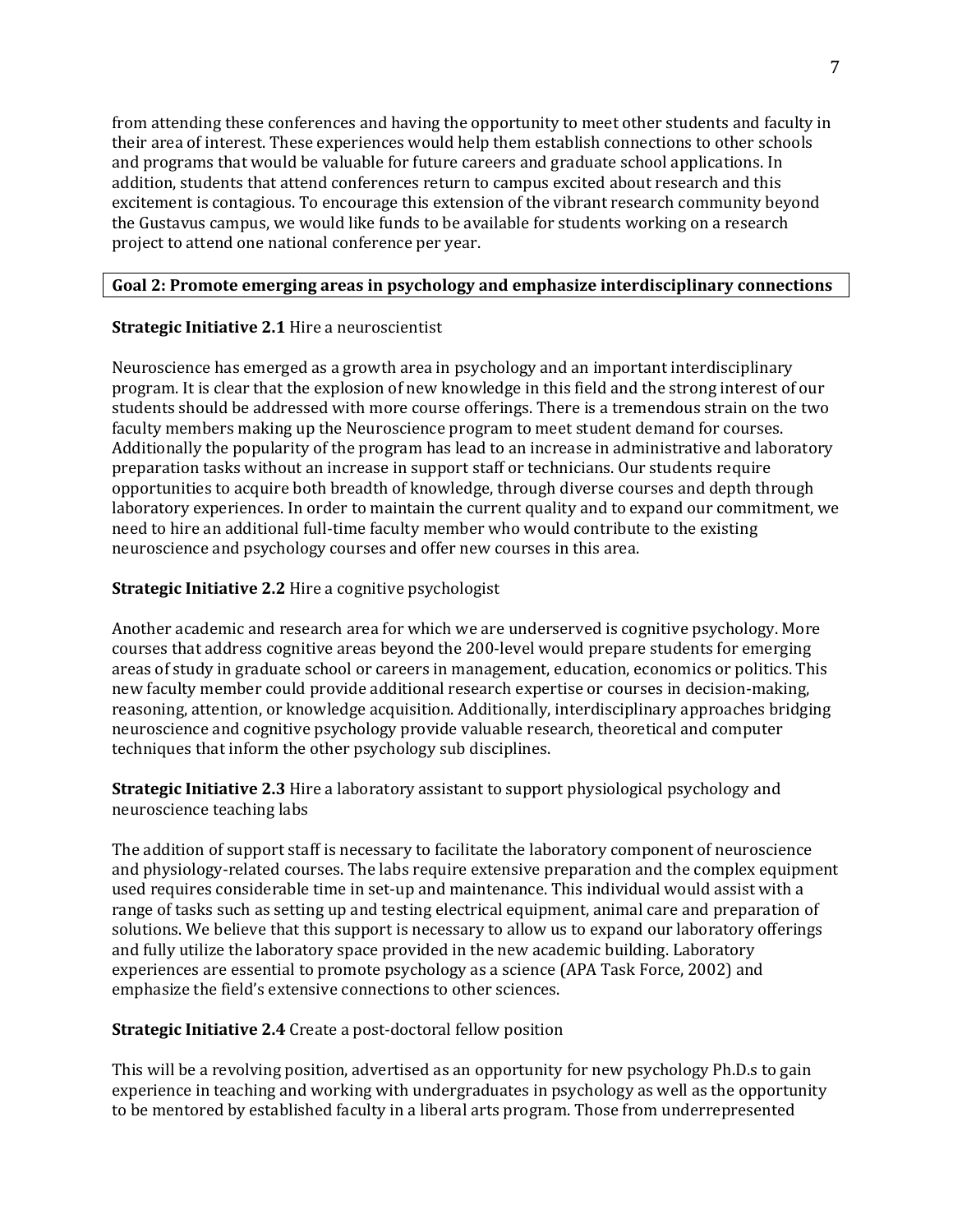from attending these conferences and having the opportunity to meet other students and faculty in their area of interest. These experiences would help them establish connections to other schools and programs that would be valuable for future careers and graduate school applications. In addition, students that attend conferences return to campus excited about research and this excitement is contagious. To encourage this extension of the vibrant research community beyond the Gustavus campus, we would like funds to be available for students working on a research project to attend one national conference per year.

**Goal 2: Promote emerging areas in psychology and emphasize interdisciplinary connections**

**Strategic Initiative 2.1** Hire a neuroscientist

Neuroscience has emerged as a growth area in psychology and an important interdisciplinary program. It is clear that the explosion of new knowledge in this field and the strong interest of our students should be addressed with more course offerings. There is a tremendous strain on the two faculty members making up the Neuroscience program to meet student demand for courses. Additionally the popularity of the program has lead to an increase in administrative and laboratory preparation tasks without an increase in support staff or technicians. Our students require opportunities to acquire both breadth of knowledge, through diverse courses and depth through laboratory experiences. In order to maintain the current quality and to expand our commitment, we need to hire an additional full-time faculty member who would contribute to the existing neuroscience and psychology courses and offer new courses in this area.

**Strategic Initiative 2.2** Hire a cognitive psychologist

Another academic and research area for which we are underserved is cognitive psychology. More courses that address cognitive areas beyond the 200-level would prepare students for emerging areas of study in graduate school or careers in management, education, economics or politics. This new faculty member could provide additional research expertise or courses in decision-making, reasoning, attention, or knowledge acquisition. Additionally, interdisciplinary approaches bridging neuroscience and cognitive psychology provide valuable research, theoretical and computer techniques that inform the other psychology sub disciplines.

**Strategic Initiative 2.3** Hire a laboratory assistant to support physiological psychology and neuroscience teaching labs

The addition of support staff is necessary to facilitate the laboratory component of neuroscience and physiology-related courses. The labs require extensive preparation and the complex equipment used requires considerable time in set-up and maintenance. This individual would assist with a range of tasks such as setting up and testing electrical equipment, animal care and preparation of solutions. We believe that this support is necessary to allow us to expand our laboratory offerings and fully utilize the laboratory space provided in the new academic building. Laboratory experiences are essential to promote psychology as a science (APA Task Force, 2002) and emphasize the field's extensive connections to other sciences.

**Strategic Initiative 2.4** Create a post-doctoral fellow position

This will be a revolving position, advertised as an opportunity for new psychology Ph.D.s to gain experience in teaching and working with undergraduates in psychology as well as the opportunity to be mentored by established faculty in a liberal arts program. Those from underrepresented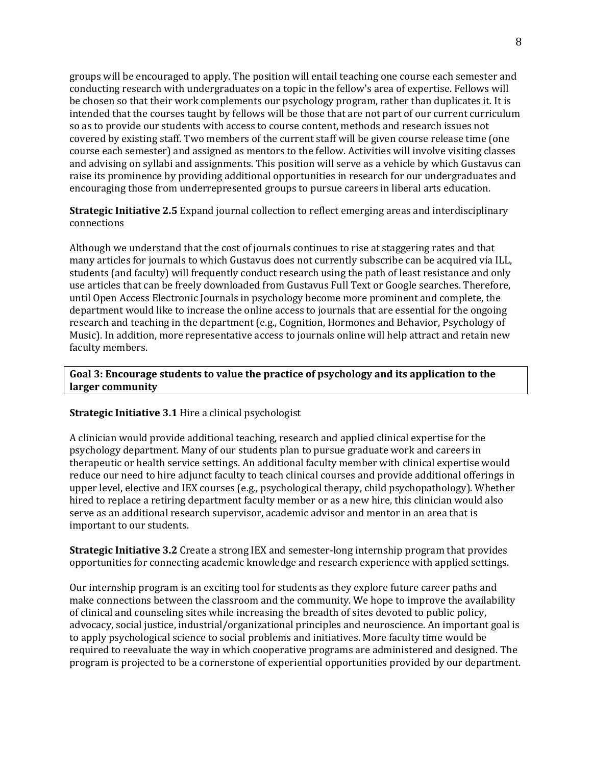groups will be encouraged to apply. The position will entail teaching one course each semester and conducting research with undergraduates on a topic in the fellow's area of expertise. Fellows will be chosen so that their work complements our psychology program, rather than duplicates it. It is intended that the courses taught by fellows will be those that are not part of our current curriculum so as to provide our students with access to course content, methods and research issues not covered by existing staff. Two members of the current staff will be given course release time (one course each semester) and assigned as mentors to the fellow. Activities will involve visiting classes and advising on syllabi and assignments. This position will serve as a vehicle by which Gustavus can raise its prominence by providing additional opportunities in research for our undergraduates and encouraging those from underrepresented groups to pursue careers in liberal arts education.

**Strategic Initiative 2.5** Expand journal collection to reflect emerging areas and interdisciplinary connections

Although we understand that the cost of journals continues to rise at staggering rates and that many articles for journals to which Gustavus does not currently subscribe can be acquired via ILL, students (and faculty) will frequently conduct research using the path of least resistance and only use articles that can be freely downloaded from Gustavus Full Text or Google searches. Therefore, until Open Access Electronic Journals in psychology become more prominent and complete, the department would like to increase the online access to journals that are essential for the ongoing research and teaching in the department (e.g., Cognition, Hormones and Behavior, Psychology of Music). In addition, more representative access to journals online will help attract and retain new faculty members.

**Goal 3: Encourage students to value the practice of psychology and its application to the larger community**

**Strategic Initiative 3.1** Hire a clinical psychologist

A clinician would provide additional teaching, research and applied clinical expertise for the psychology department. Many of our students plan to pursue graduate work and careers in therapeutic or health service settings. An additional faculty member with clinical expertise would reduce our need to hire adjunct faculty to teach clinical courses and provide additional offerings in upper level, elective and IEX courses (e.g., psychological therapy, child psychopathology). Whether hired to replace a retiring department faculty member or as a new hire, this clinician would also serve as an additional research supervisor, academic advisor and mentor in an area that is important to our students.

**Strategic Initiative 3.2** Create a strong IEX and semester-long internship program that provides opportunities for connecting academic knowledge and research experience with applied settings.

Our internship program is an exciting tool for students as they explore future career paths and make connections between the classroom and the community. We hope to improve the availability of clinical and counseling sites while increasing the breadth of sites devoted to public policy, advocacy, social justice, industrial/organizational principles and neuroscience. An important goal is to apply psychological science to social problems and initiatives. More faculty time would be required to reevaluate the way in which cooperative programs are administered and designed. The program is projected to be a cornerstone of experiential opportunities provided by our department.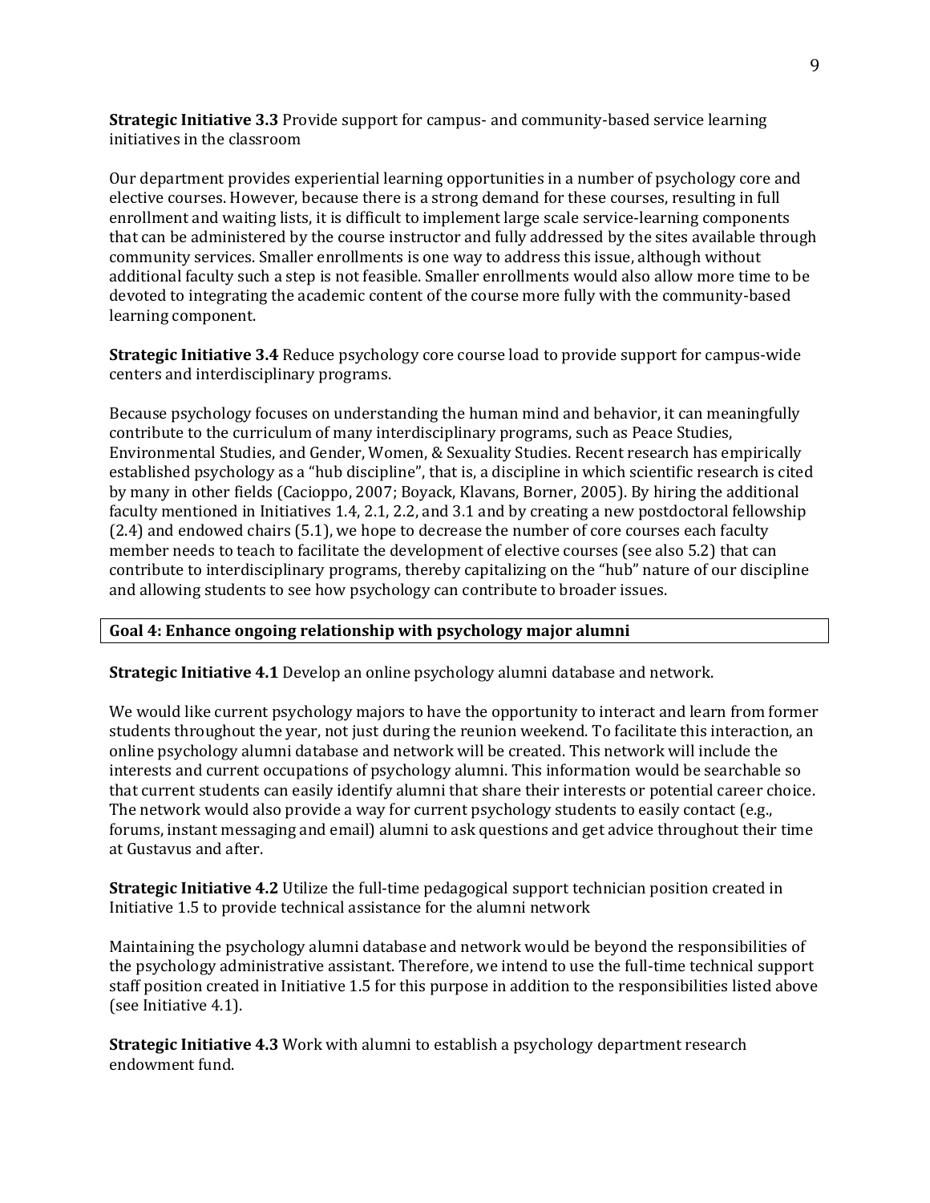**Strategic Initiative 3.3** Provide support for campus- and community-based service learning initiatives in the classroom

Our department provides experiential learning opportunities in a number of psychology core and elective courses. However, because there is a strong demand for these courses, resulting in full enrollment and waiting lists, it is difficult to implement large scale service-learning components that can be administered by the course instructor and fully addressed by the sites available through community services. Smaller enrollments is one way to address this issue, although without additional faculty such a step is not feasible. Smaller enrollments would also allow more time to be devoted to integrating the academic content of the course more fully with the community-based learning component.

**Strategic Initiative 3.4** Reduce psychology core course load to provide support for campus-wide centers and interdisciplinary programs.

Because psychology focuses on understanding the human mind and behavior, it can meaningfully contribute to the curriculum of many interdisciplinary programs, such as Peace Studies, Environmental Studies, and Gender, Women, & Sexuality Studies. Recent research has empirically established psychology as a "hub discipline", that is, a discipline in which scientific research is cited by many in other fields (Cacioppo, 2007; Boyack, Klavans, Borner, 2005). By hiring the additional faculty mentioned in Initiatives 1.4, 2.1, 2.2, and 3.1 and by creating a new postdoctoral fellowship (2.4) and endowed chairs (5.1), we hope to decrease the number of core courses each faculty member needs to teach to facilitate the development of elective courses (see also 5.2) that can contribute to interdisciplinary programs, thereby capitalizing on the "hub" nature of our discipline and allowing students to see how psychology can contribute to broader issues.

**Goal 4: Enhance ongoing relationship with psychology major alumni**

**Strategic Initiative 4.1** Develop an online psychology alumni database and network.

We would like current psychology majors to have the opportunity to interact and learn from former students throughout the year, not just during the reunion weekend. To facilitate this interaction, an online psychology alumni database and network will be created. This network will include the interests and current occupations of psychology alumni. This information would be searchable so that current students can easily identify alumni that share their interests or potential career choice. The network would also provide a way for current psychology students to easily contact (e.g., forums, instant messaging and email) alumni to ask questions and get advice throughout their time at Gustavus and after.

**Strategic Initiative 4.2** Utilize the full-time pedagogical support technician position created in Initiative 1.5 to provide technical assistance for the alumni network

Maintaining the psychology alumni database and network would be beyond the responsibilities of the psychology administrative assistant. Therefore, we intend to use the full-time technical support staff position created in Initiative 1.5 for this purpose in addition to the responsibilities listed above (see Initiative 4.1).

**Strategic Initiative 4.3** Work with alumni to establish a psychology department research endowment fund.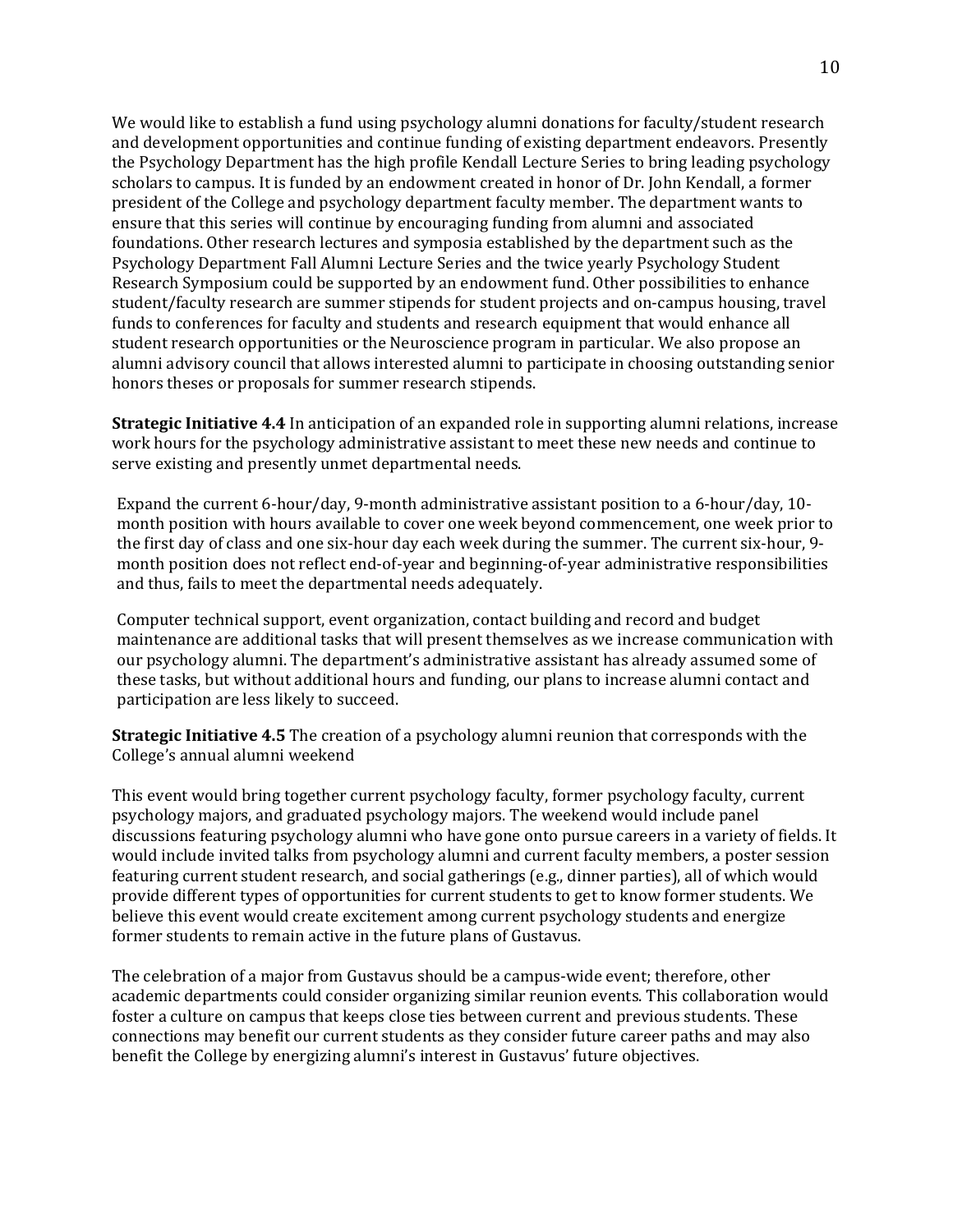We would like to establish a fund using psychology alumni donations for faculty/student research and development opportunities and continue funding of existing department endeavors. Presently the Psychology Department has the high profile Kendall Lecture Series to bring leading psychology scholars to campus. It is funded by an endowment created in honor of Dr. John Kendall, a former president of the College and psychology department faculty member. The department wants to ensure that this series will continue by encouraging funding from alumni and associated foundations. Other research lectures and symposia established by the department such as the Psychology Department Fall Alumni Lecture Series and the twice yearly Psychology Student Research Symposium could be supported by an endowment fund. Other possibilities to enhance student/faculty research are summer stipends for student projects and on-campus housing, travel funds to conferences for faculty and students and research equipment that would enhance all student research opportunities or the Neuroscience program in particular. We also propose an alumni advisory council that allows interested alumni to participate in choosing outstanding senior honors theses or proposals for summer research stipends.

**Strategic Initiative 4.4** In anticipation of an expanded role in supporting alumni relations, increase work hours for the psychology administrative assistant to meet these new needs and continue to serve existing and presently unmet departmental needs.

Expand the current 6-hour/day, 9-month administrative assistant position to a 6-hour/day, 10-month position with hours available to cover one week beyond commencement, one week prior to the first day of class and one six-hour day each week during the summer. The current six-hour, 9-month position does not reflect end-of-year and beginning-of-year administrative responsibilities and thus, fails to meet the departmental needs adequately.

Computer technical support, event organization, contact building and record and budget maintenance are additional tasks that will present themselves as we increase communication with our psychology alumni. The department's administrative assistant has already assumed some of these tasks, but without additional hours and funding, our plans to increase alumni contact and participation are less likely to succeed.

**Strategic Initiative 4.5** The creation of a psychology alumni reunion that corresponds with the College's annual alumni weekend

This event would bring together current psychology faculty, former psychology faculty, current psychology majors, and graduated psychology majors. The weekend would include panel discussions featuring psychology alumni who have gone onto pursue careers in a variety of fields. It would include invited talks from psychology alumni and current faculty members, a poster session featuring current student research, and social gatherings (e.g., dinner parties), all of which would provide different types of opportunities for current students to get to know former students. We believe this event would create excitement among current psychology students and energize former students to remain active in the future plans of Gustavus.

The celebration of a major from Gustavus should be a campus-wide event; therefore, other academic departments could consider organizing similar reunion events. This collaboration would foster a culture on campus that keeps close ties between current and previous students. These connections may benefit our current students as they consider future career paths and may also benefit the College by energizing alumni's interest in Gustavus' future objectives.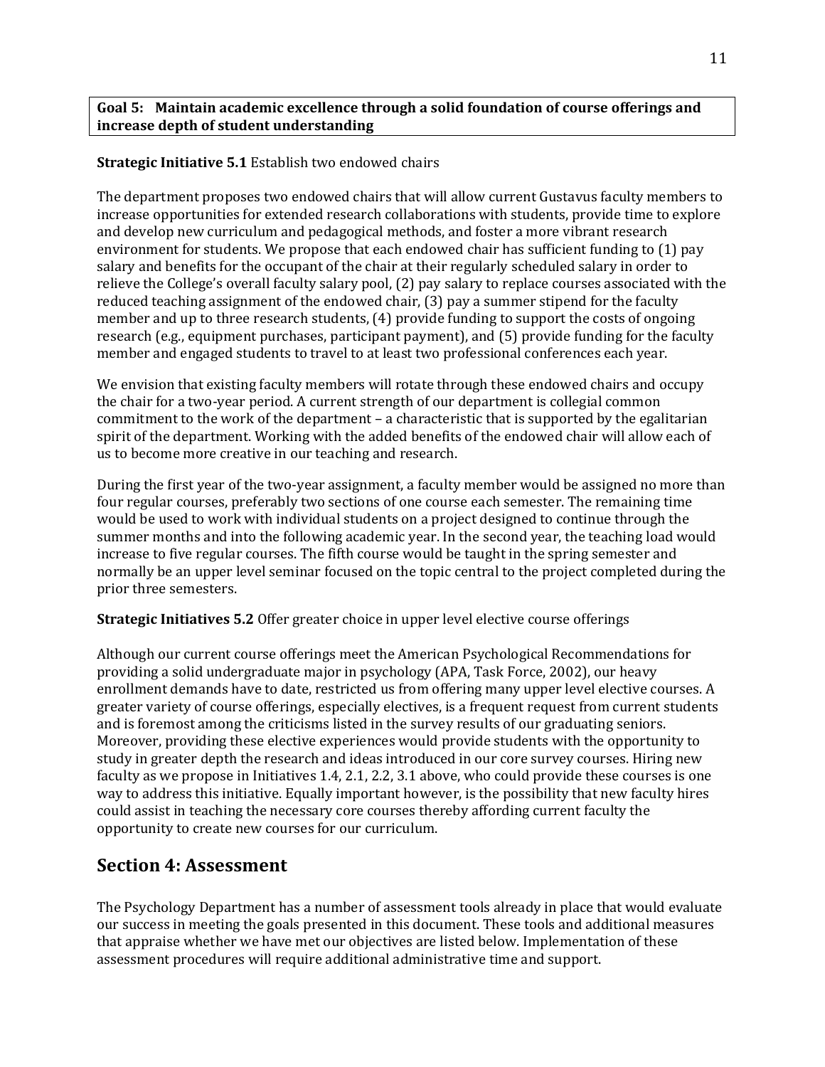**Goal 5: Maintain academic excellence through a solid foundation of course offerings and increase depth of student understanding**

**Strategic Initiative 5.1** Establish two endowed chairs

The department proposes two endowed chairs that will allow current Gustavus faculty members to increase opportunities for extended research collaborations with students, provide time to explore and develop new curriculum and pedagogical methods, and foster a more vibrant research environment for students. We propose that each endowed chair has sufficient funding to (1) pay salary and benefits for the occupant of the chair at their regularly scheduled salary in order to relieve the College's overall faculty salary pool, (2) pay salary to replace courses associated with the reduced teaching assignment of the endowed chair, (3) pay a summer stipend for the faculty member and up to three research students, (4) provide funding to support the costs of ongoing research (e.g., equipment purchases, participant payment), and (5) provide funding for the faculty member and engaged students to travel to at least two professional conferences each year.

We envision that existing faculty members will rotate through these endowed chairs and occupy the chair for a two-year period. A current strength of our department is collegial common commitment to the work of the department – a characteristic that is supported by the egalitarian spirit of the department. Working with the added benefits of the endowed chair will allow each of us to become more creative in our teaching and research.

During the first year of the two-year assignment, a faculty member would be assigned no more than four regular courses, preferably two sections of one course each semester. The remaining time would be used to work with individual students on a project designed to continue through the summer months and into the following academic year. In the second year, the teaching load would increase to five regular courses. The fifth course would be taught in the spring semester and normally be an upper level seminar focused on the topic central to the project completed during the prior three semesters.

**Strategic Initiatives 5.2** Offer greater choice in upper level elective course offerings

Although our current course offerings meet the American Psychological Recommendations for providing a solid undergraduate major in psychology (APA, Task Force, 2002), our heavy enrollment demands have to date, restricted us from offering many upper level elective courses. A greater variety of course offerings, especially electives, is a frequent request from current students and is foremost among the criticisms listed in the survey results of our graduating seniors. Moreover, providing these elective experiences would provide students with the opportunity to study in greater depth the research and ideas introduced in our core survey courses. Hiring new faculty as we propose in Initiatives 1.4, 2.1, 2.2, 3.1 above, who could provide these courses is one way to address this initiative. Equally important however, is the possibility that new faculty hires could assist in teaching the necessary core courses thereby affording current faculty the opportunity to create new courses for our curriculum.

## Section 4: Assessment

The Psychology Department has a number of assessment tools already in place that would evaluate our success in meeting the goals presented in this document. These tools and additional measures that appraise whether we have met our objectives are listed below. Implementation of these assessment procedures will require additional administrative time and support.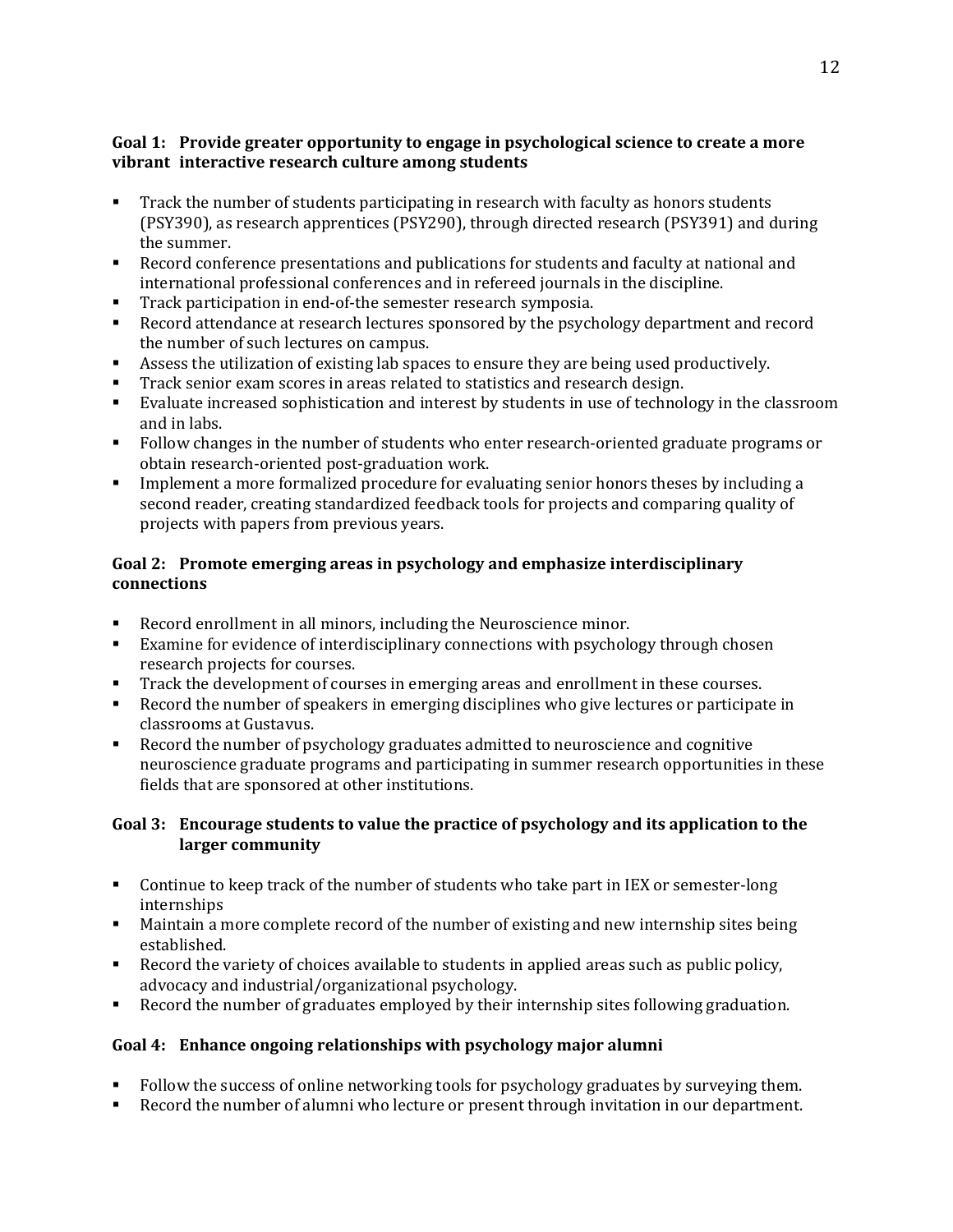**Goal 1: Provide greater opportunity to engage in psychological science to create a more vibrant interactive research culture among students**

- Track the number of students participating in research with faculty as honors students (PSY390), as research apprentices (PSY290), through directed research (PSY391) and during the summer.
- Record conference presentations and publications for students and faculty at national and international professional conferences and in refereed journals in the discipline.
- Track participation in end-of-the semester research symposia.
- Record attendance at research lectures sponsored by the psychology department and record the number of such lectures on campus.
- Assess the utilization of existing lab spaces to ensure they are being used productively.
- Track senior exam scores in areas related to statistics and research design.
- Evaluate increased sophistication and interest by students in use of technology in the classroom and in labs.
- Follow changes in the number of students who enter research-oriented graduate programs or obtain research-oriented post-graduation work.
- Implement a more formalized procedure for evaluating senior honors theses by including a second reader, creating standardized feedback tools for projects and comparing quality of projects with papers from previous years.

**Goal 2: Promote emerging areas in psychology and emphasize interdisciplinary connections**

- Record enrollment in all minors, including the Neuroscience minor.
- Examine for evidence of interdisciplinary connections with psychology through chosen research projects for courses.
- Track the development of courses in emerging areas and enrollment in these courses.
- Record the number of speakers in emerging disciplines who give lectures or participate in classrooms at Gustavus.
- Record the number of psychology graduates admitted to neuroscience and cognitive neuroscience graduate programs and participating in summer research opportunities in these fields that are sponsored at other institutions.

**Goal 3: Encourage students to value the practice of psychology and its application to the larger community**

- Continue to keep track of the number of students who take part in IEX or semester-long internships
- Maintain a more complete record of the number of existing and new internship sites being established.
- Record the variety of choices available to students in applied areas such as public policy, advocacy and industrial/organizational psychology.
- Record the number of graduates employed by their internship sites following graduation.

**Goal 4: Enhance ongoing relationships with psychology major alumni**

- Follow the success of online networking tools for psychology graduates by surveying them.
- Record the number of alumni who lecture or present through invitation in our department.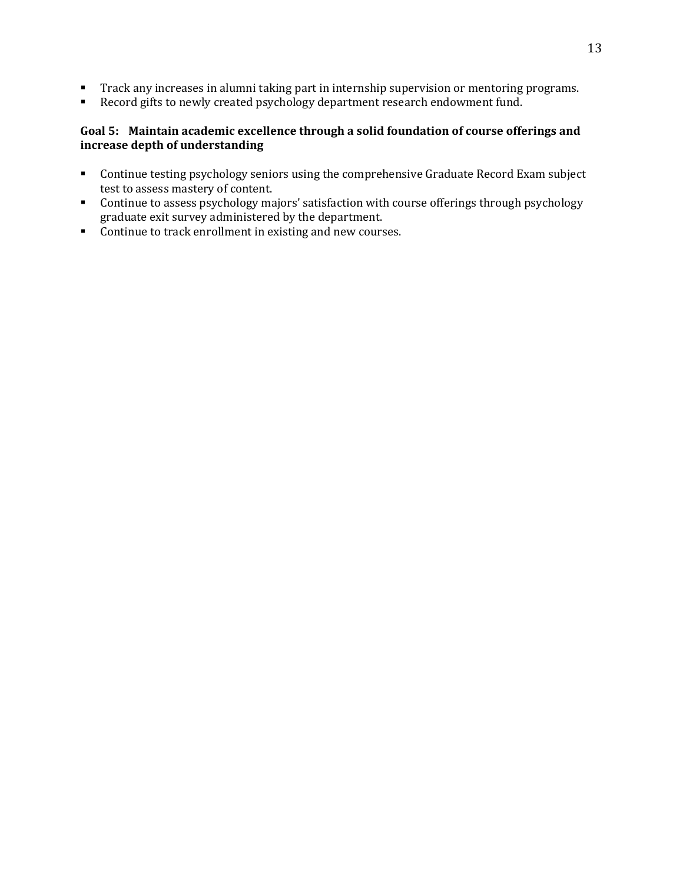- Track any increases in alumni taking part in internship supervision or mentoring programs.
- Record gifts to newly created psychology department research endowment fund.

**Goal 5: Maintain academic excellence through a solid foundation of course offerings and increase depth of understanding**

- Continue testing psychology seniors using the comprehensive Graduate Record Exam subject test to assess mastery of content.
- Continue to assess psychology majors' satisfaction with course offerings through psychology graduate exit survey administered by the department.
- Continue to track enrollment in existing and new courses.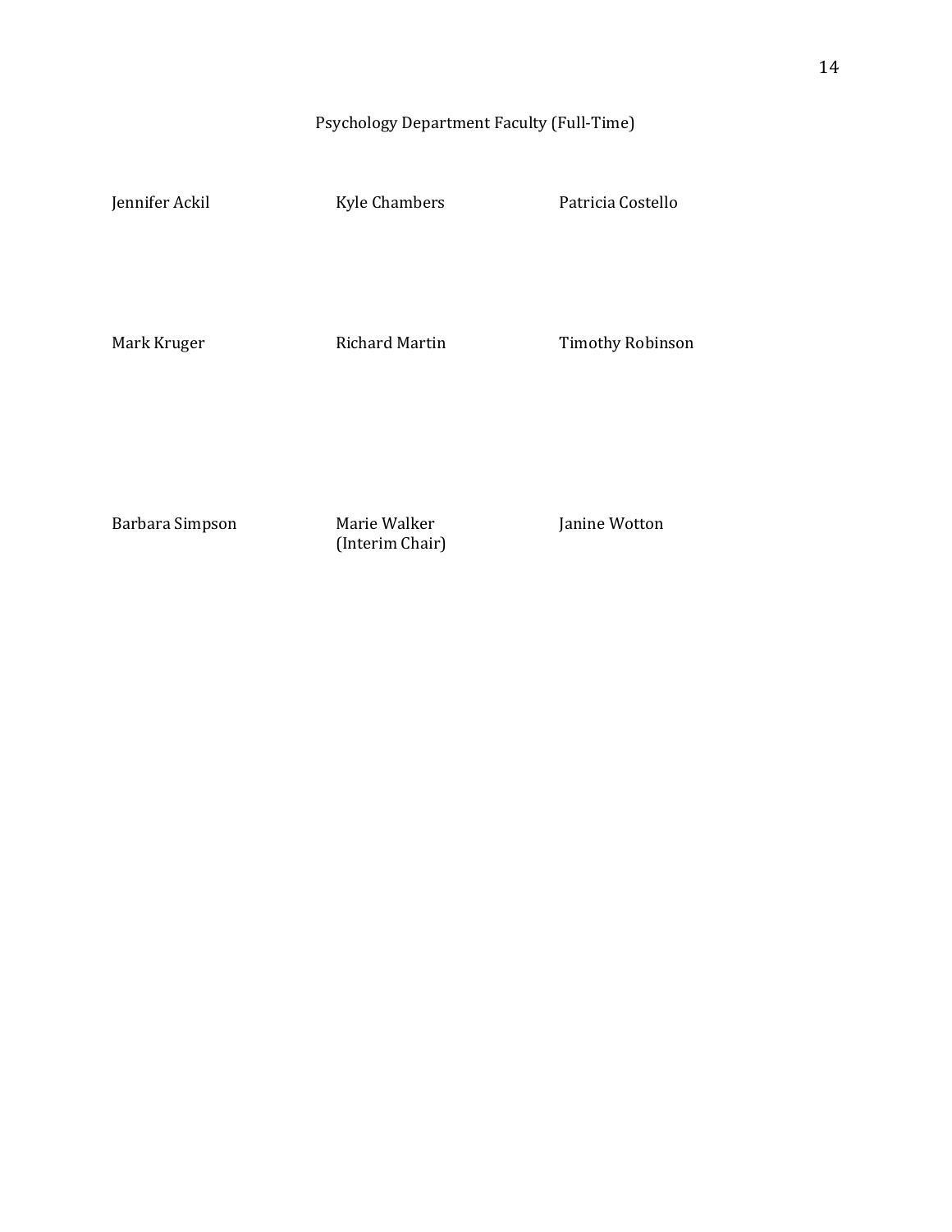# Psychology Department Faculty (Full-Time)

| | | |
|---|---|---|
| Jennifer Ackil | Kyle Chambers | Patricia Costello |
| Mark Kruger | Richard Martin | Timothy Robinson |
| Barbara Simpson | Marie Walker (Interim Chair) | Janine Wotton |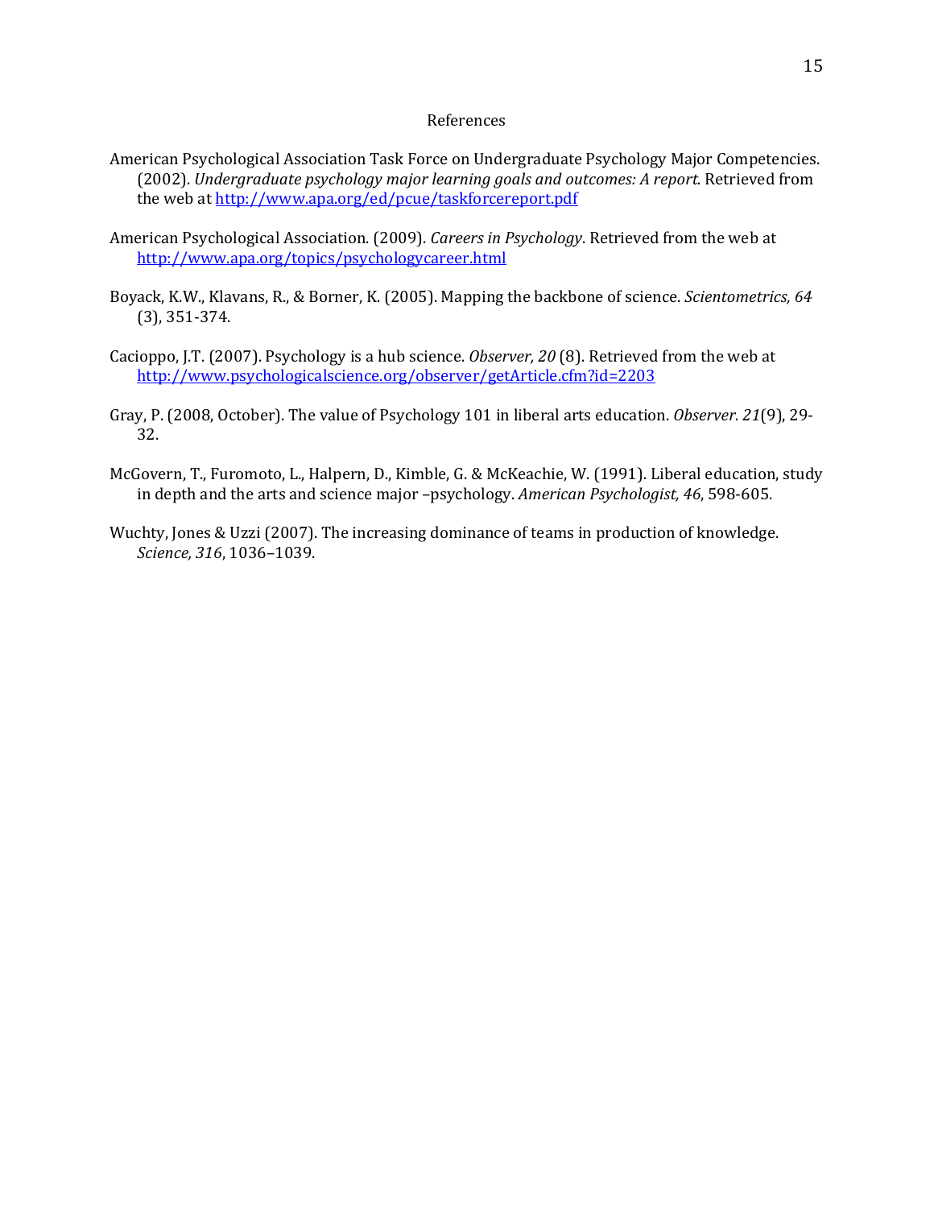# References

American Psychological Association Task Force on Undergraduate Psychology Major Competencies. (2002). *Undergraduate psychology major learning goals and outcomes: A report*. Retrieved from the web at http://www.apa.org/ed/pcue/taskforcereport.pdf

American Psychological Association. (2009). *Careers in Psychology*. Retrieved from the web at http://www.apa.org/topics/psychologycareer.html

Boyack, K.W., Klavans, R., & Borner, K. (2005). Mapping the backbone of science. *Scientometrics, 64* (3), 351-374.

Cacioppo, J.T. (2007). Psychology is a hub science. *Observer, 20* (8). Retrieved from the web at http://www.psychologicalscience.org/observer/getArticle.cfm?id=2203

Gray, P. (2008, October). The value of Psychology 101 in liberal arts education. *Observer. 21*(9), 29-32.

McGovern, T., Furomoto, L., Halpern, D., Kimble, G. & McKeachie, W. (1991). Liberal education, study in depth and the arts and science major –psychology. *American Psychologist, 46*, 598-605.

Wuchty, Jones & Uzzi (2007). The increasing dominance of teams in production of knowledge. *Science, 316*, 1036–1039.